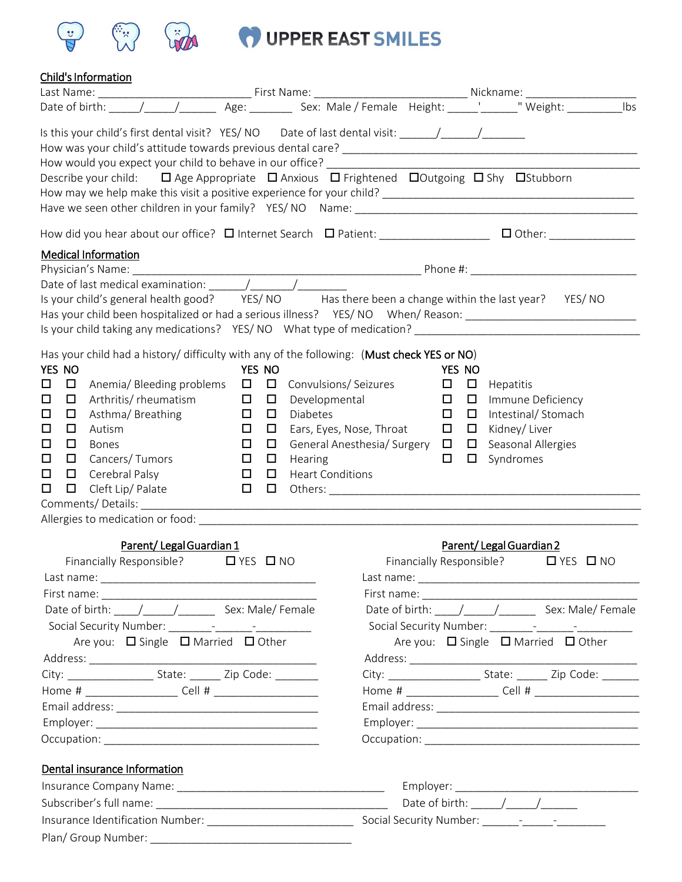# UPPER EAST SMILES

## Child's Information

Last Name: _________________________ First Name: _________________________ Nickname: __________________

Date of birth: _____/_____/______ Age: _______ Sex: Male / Female Height: _____'______" Weight: _________lbs

Is this your child's first dental visit? YES/ NO Date of last dental visit: ______/______/_______

How was your child's attitude towards previous dental care? ____________________________________________________

How would you expect your child to behave in our office? ______________________________________________________

Describe your child: ☐ Age Appropriate ☐ Anxious ☐ Frightened ☐Outgoing ☐ Shy ☐Stubborn

How may we help make this visit a positive experience for your child? ______________________________________

Have we seen other children in your family? YES/ NO Name: ______________________________________________

How did you hear about our office? ☐ Internet Search ☐ Patient: __________________ ☐ Other: ______________

## Medical Information

Physician's Name: _______________________________________________ Phone #: ____________________________

Date of last medical examination: ______/_______/________

Is your child's general health good? YES/ NO Has there been a change within the last year? YES/ NO

Has your child been hospitalized or had a serious illness? YES/ NO When/ Reason: ____________________________

Is your child taking any medications? YES/ NO What type of medication? _____________________________________

Has your child had a history/ difficulty with any of the following: (**Must check YES or NO**)

| YES | NO | | YES | NO | | YES | NO | |
|---|---|---|---|---|---|---|---|---|
| ☐ | ☐ | Anemia/ Bleeding problems | ☐ | ☐ | Convulsions/ Seizures | ☐ | ☐ | Hepatitis |
| ☐ | ☐ | Arthritis/ rheumatism | ☐ | ☐ | Developmental | ☐ | ☐ | Immune Deficiency |
| ☐ | ☐ | Asthma/ Breathing | ☐ | ☐ | Diabetes | ☐ | ☐ | Intestinal/ Stomach |
| ☐ | ☐ | Autism | ☐ | ☐ | Ears, Eyes, Nose, Throat | ☐ | ☐ | Kidney/ Liver |
| ☐ | ☐ | Bones | ☐ | ☐ | General Anesthesia/ Surgery | ☐ | ☐ | Seasonal Allergies |
| ☐ | ☐ | Cancers/ Tumors | ☐ | ☐ | Hearing | ☐ | ☐ | Syndromes |
| ☐ | ☐ | Cerebral Palsy | ☐ | ☐ | Heart Conditions | | | |
| ☐ | ☐ | Cleft Lip/ Palate | ☐ | ☐ | Others: ____________ | | | |

Comments/ Details: __________________________________________________________________________________

Allergies to medication or food: ______________________________________________________________________

## Parent/ Legal Guardian 1

Financially Responsible? ☐ YES ☐ NO

Last name: ___________________________________

First name: ___________________________________

Date of birth: ____/_____/______ Sex: Male/ Female

Social Security Number: _______-______-_________

Are you: ☐ Single ☐ Married ☐ Other

Address: _____________________________________

City: _____________ State: _____ Zip Code: _______

Home # _______________ Cell # _________________

Email address: _________________________________

Employer: _____________________________________

Occupation: ___________________________________

## Parent/ Legal Guardian 2

Financially Responsible? ☐ YES ☐ NO

Last name: ___________________________________

First name: ___________________________________

Date of birth: ____/_____/______ Sex: Male/ Female

Social Security Number: _______-______-_________

Are you: ☐ Single ☐ Married ☐ Other

Address: _____________________________________

City: _______________ State: _____ Zip Code: ______

Home # _______________ Cell # _________________

Email address: _________________________________

Employer: _____________________________________

Occupation: ___________________________________

## Dental insurance Information

Insurance Company Name: __________________________________ Employer: ______________________________

Subscriber's full name: ______________________________________ Date of birth: _____/_____/______

Insurance Identification Number: ________________________ Social Security Number: ______-_____-________

Plan/ Group Number: __________________________________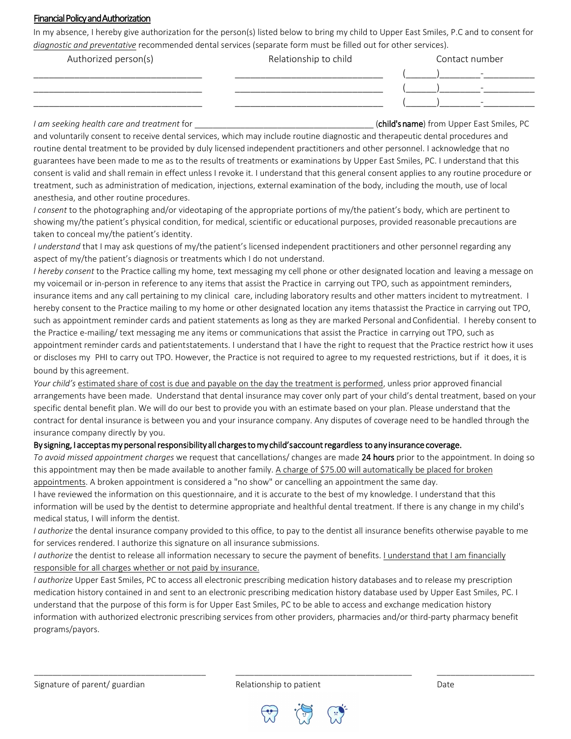## Financial Policy and Authorization

In my absence, I hereby give authorization for the person(s) listed below to bring my child to Upper East Smiles, P.C and to consent for *diagnostic and preventative* recommended dental services (separate form must be filled out for other services).

| Authorized person(s) | Relationship to child | Contact number |
|---|---|---|
| ___________________________________ | ______________________________ | (______)________-__________ |
| ___________________________________ | ______________________________ | (______)________-__________ |
| ___________________________________ | ______________________________ | (______)________-__________ |

*I am seeking health care and treatment* for ______________________________________ (**child's name**) from Upper East Smiles, PC and voluntarily consent to receive dental services, which may include routine diagnostic and therapeutic dental procedures and routine dental treatment to be provided by duly licensed independent practitioners and other personnel. I acknowledge that no guarantees have been made to me as to the results of treatments or examinations by Upper East Smiles, PC. I understand that this consent is valid and shall remain in effect unless I revoke it. I understand that this general consent applies to any routine procedure or treatment, such as administration of medication, injections, external examination of the body, including the mouth, use of local anesthesia, and other routine procedures.

*I consent* to the photographing and/or videotaping of the appropriate portions of my/the patient's body, which are pertinent to showing my/the patient's physical condition, for medical, scientific or educational purposes, provided reasonable precautions are taken to conceal my/the patient's identity.

*I understand* that I may ask questions of my/the patient's licensed independent practitioners and other personnel regarding any aspect of my/the patient's diagnosis or treatments which I do not understand.

*I hereby consent* to the Practice calling my home, text messaging my cell phone or other designated location and leaving a message on my voicemail or in-person in reference to any items that assist the Practice in carrying out TPO, such as appointment reminders, insurance items and any call pertaining to my clinical care, including laboratory results and other matters incident to my treatment. I hereby consent to the Practice mailing to my home or other designated location any items that assist the Practice in carrying out TPO, such as appointment reminder cards and patient statements as long as they are marked Personal and Confidential. I hereby consent to the Practice e-mailing/ text messaging me any items or communications that assist the Practice in carrying out TPO, such as appointment reminder cards and patient statements. I understand that I have the right to request that the Practice restrict how it uses or discloses my PHI to carry out TPO. However, the Practice is not required to agree to my requested restrictions, but if it does, it is bound by this agreement.

*Your child's* <u>estimated share of cost is due and payable on the day the treatment is performed</u>, unless prior approved financial arrangements have been made. Understand that dental insurance may cover only part of your child's dental treatment, based on your specific dental benefit plan. We will do our best to provide you with an estimate based on your plan. Please understand that the contract for dental insurance is between you and your insurance company. Any disputes of coverage need to be handled through the insurance company directly by you.

**By signing, I accept as my personal responsibility all charges to my child's account regardless to any insurance coverage.**

*To avoid missed appointment charges* we request that cancellations/ changes are made **24 hours** prior to the appointment. In doing so this appointment may then be made available to another family. <u>A charge of $75.00 will automatically be placed for broken appointments</u>. A broken appointment is considered a "no show" or cancelling an appointment the same day.

I have reviewed the information on this questionnaire, and it is accurate to the best of my knowledge. I understand that this information will be used by the dentist to determine appropriate and healthful dental treatment. If there is any change in my child's medical status, I will inform the dentist.

*I authorize* the dental insurance company provided to this office, to pay to the dentist all insurance benefits otherwise payable to me for services rendered. I authorize this signature on all insurance submissions.

*I authorize* the dentist to release all information necessary to secure the payment of benefits. <u>I understand that I am financially responsible for all charges whether or not paid by insurance.</u>

*I authorize* Upper East Smiles, PC to access all electronic prescribing medication history databases and to release my prescription medication history contained in and sent to an electronic prescribing medication history database used by Upper East Smiles, PC. I understand that the purpose of this form is for Upper East Smiles, PC to be able to access and exchange medication history information with authorized electronic prescribing services from other providers, pharmacies and/or third-party pharmacy benefit programs/payors.

| ______________________________________ | ______________________________________ | ______________________ |
|---|---|---|
| Signature of parent/ guardian | Relationship to patient | Date |